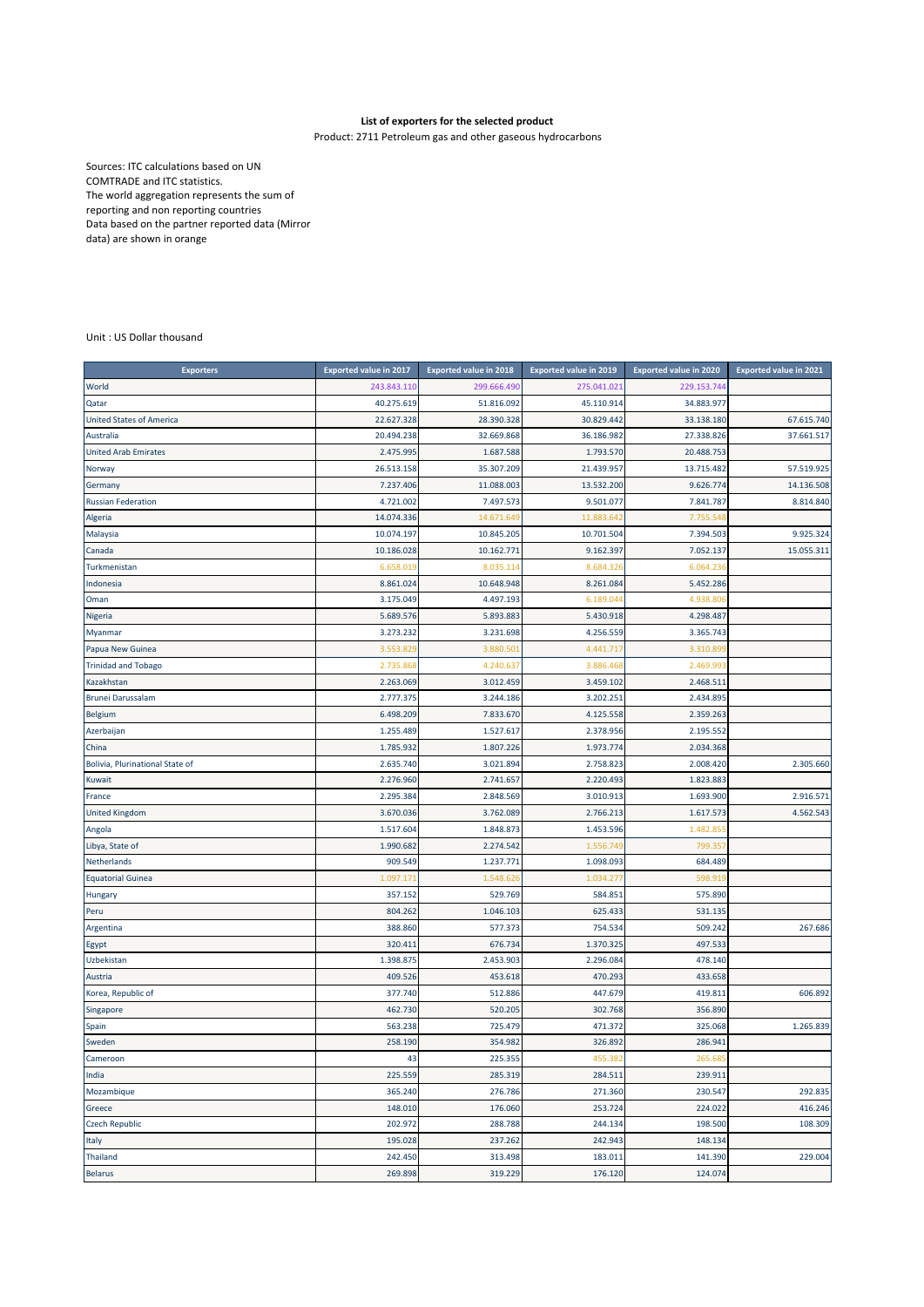**List of exporters for the selected product**

Product: 2711 Petroleum gas and other gaseous hydrocarbons

Sources: ITC calculations based on UN COMTRADE and ITC statistics.
The world aggregation represents the sum of reporting and non reporting countries
Data based on the partner reported data (Mirror data) are shown in orange

Unit : US Dollar thousand

| Exporters | Exported value in 2017 | Exported value in 2018 | Exported value in 2019 | Exported value in 2020 | Exported value in 2021 |
|---|---|---|---|---|---|
| World | 243.843.110 | 299.666.490 | 275.041.021 | 229.153.744 | |
| Qatar | 40.275.619 | 51.816.092 | 45.110.914 | 34.883.977 | |
| United States of America | 22.627.328 | 28.390.328 | 30.829.442 | 33.138.180 | 67.615.740 |
| Australia | 20.494.238 | 32.669.868 | 36.186.982 | 27.338.826 | 37.661.517 |
| United Arab Emirates | 2.475.995 | 1.687.588 | 1.793.570 | 20.488.753 | |
| Norway | 26.513.158 | 35.307.209 | 21.439.957 | 13.715.482 | 57.519.925 |
| Germany | 7.237.406 | 11.088.003 | 13.532.200 | 9.626.774 | 14.136.508 |
| Russian Federation | 4.721.002 | 7.497.573 | 9.501.077 | 7.841.787 | 8.814.840 |
| Algeria | 14.074.336 | 14.671.649 | 11.883.642 | 7.755.548 | |
| Malaysia | 10.074.197 | 10.845.205 | 10.701.504 | 7.394.503 | 9.925.324 |
| Canada | 10.186.028 | 10.162.771 | 9.162.397 | 7.052.137 | 15.055.311 |
| Turkmenistan | 6.658.019 | 8.035.114 | 8.684.326 | 6.064.236 | |
| Indonesia | 8.861.024 | 10.648.948 | 8.261.084 | 5.452.286 | |
| Oman | 3.175.049 | 4.497.193 | 6.189.044 | 4.938.806 | |
| Nigeria | 5.689.576 | 5.893.883 | 5.430.918 | 4.298.487 | |
| Myanmar | 3.273.232 | 3.231.698 | 4.256.559 | 3.365.743 | |
| Papua New Guinea | 3.553.829 | 3.880.501 | 4.441.717 | 3.310.899 | |
| Trinidad and Tobago | 2.735.868 | 4.240.637 | 3.886.468 | 2.469.993 | |
| Kazakhstan | 2.263.069 | 3.012.459 | 3.459.102 | 2.468.511 | |
| Brunei Darussalam | 2.777.375 | 3.244.186 | 3.202.251 | 2.434.895 | |
| Belgium | 6.498.209 | 7.833.670 | 4.125.558 | 2.359.263 | |
| Azerbaijan | 1.255.489 | 1.527.617 | 2.378.956 | 2.195.552 | |
| China | 1.785.932 | 1.807.226 | 1.973.774 | 2.034.368 | |
| Bolivia, Plurinational State of | 2.635.740 | 3.021.894 | 2.758.823 | 2.008.420 | 2.305.660 |
| Kuwait | 2.276.960 | 2.741.657 | 2.220.493 | 1.823.883 | |
| France | 2.295.384 | 2.848.569 | 3.010.913 | 1.693.900 | 2.916.571 |
| United Kingdom | 3.670.036 | 3.762.089 | 2.766.213 | 1.617.573 | 4.562.543 |
| Angola | 1.517.604 | 1.848.873 | 1.453.596 | 1.482.855 | |
| Libya, State of | 1.990.682 | 2.274.542 | 1.556.749 | 799.357 | |
| Netherlands | 909.549 | 1.237.771 | 1.098.093 | 684.489 | |
| Equatorial Guinea | 1.097.171 | 1.548.626 | 1.034.277 | 598.919 | |
| Hungary | 357.152 | 529.769 | 584.851 | 575.890 | |
| Peru | 804.262 | 1.046.103 | 625.433 | 531.135 | |
| Argentina | 388.860 | 577.373 | 754.534 | 509.242 | 267.686 |
| Egypt | 320.411 | 676.734 | 1.370.325 | 497.533 | |
| Uzbekistan | 1.398.875 | 2.453.903 | 2.296.084 | 478.140 | |
| Austria | 409.526 | 453.618 | 470.293 | 433.658 | |
| Korea, Republic of | 377.740 | 512.886 | 447.679 | 419.811 | 606.892 |
| Singapore | 462.730 | 520.205 | 302.768 | 356.890 | |
| Spain | 563.238 | 725.479 | 471.372 | 325.068 | 1.265.839 |
| Sweden | 258.190 | 354.982 | 326.892 | 286.941 | |
| Cameroon | 43 | 225.355 | 455.382 | 265.685 | |
| India | 225.559 | 285.319 | 284.511 | 239.911 | |
| Mozambique | 365.240 | 276.786 | 271.360 | 230.547 | 292.835 |
| Greece | 148.010 | 176.060 | 253.724 | 224.022 | 416.246 |
| Czech Republic | 202.972 | 288.788 | 244.134 | 198.500 | 108.309 |
| Italy | 195.028 | 237.262 | 242.943 | 148.134 | |
| Thailand | 242.450 | 313.498 | 183.011 | 141.390 | 229.004 |
| Belarus | 269.898 | 319.229 | 176.120 | 124.074 | |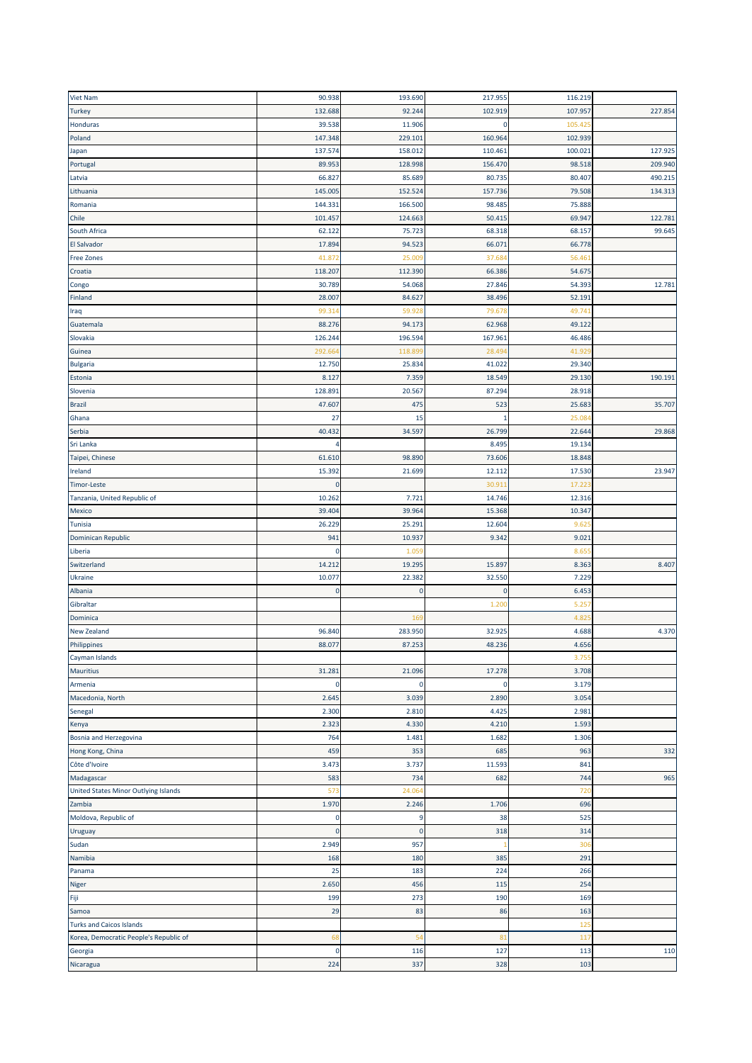| | | | | | |
|---|---|---|---|---|---|
| Viet Nam | 90.938 | 193.690 | 217.955 | 116.219 | |
| Turkey | 132.688 | 92.244 | 102.919 | 107.957 | 227.854 |
| Honduras | 39.538 | 11.906 | 0 | 105.425 | |
| Poland | 147.348 | 229.101 | 160.964 | 102.939 | |
| Japan | 137.574 | 158.012 | 110.461 | 100.021 | 127.925 |
| Portugal | 89.953 | 128.998 | 156.470 | 98.518 | 209.940 |
| Latvia | 66.827 | 85.689 | 80.735 | 80.407 | 490.215 |
| Lithuania | 145.005 | 152.524 | 157.736 | 79.508 | 134.313 |
| Romania | 144.331 | 166.500 | 98.485 | 75.888 | |
| Chile | 101.457 | 124.663 | 50.415 | 69.947 | 122.781 |
| South Africa | 62.122 | 75.723 | 68.318 | 68.157 | 99.645 |
| El Salvador | 17.894 | 94.523 | 66.071 | 66.778 | |
| Free Zones | 41.872 | 25.009 | 37.684 | 56.461 | |
| Croatia | 118.207 | 112.390 | 66.386 | 54.675 | |
| Congo | 30.789 | 54.068 | 27.846 | 54.393 | 12.781 |
| Finland | 28.007 | 84.627 | 38.496 | 52.191 | |
| Iraq | 99.314 | 59.928 | 79.678 | 49.741 | |
| Guatemala | 88.276 | 94.173 | 62.968 | 49.122 | |
| Slovakia | 126.244 | 196.594 | 167.961 | 46.486 | |
| Guinea | 292.664 | 118.899 | 28.494 | 41.929 | |
| Bulgaria | 12.750 | 25.834 | 41.022 | 29.340 | |
| Estonia | 8.127 | 7.359 | 18.549 | 29.130 | 190.191 |
| Slovenia | 128.891 | 20.567 | 87.294 | 28.918 | |
| Brazil | 47.607 | 475 | 523 | 25.683 | 35.707 |
| Ghana | 27 | 15 | 1 | 25.084 | |
| Serbia | 40.432 | 34.597 | 26.799 | 22.644 | 29.868 |
| Sri Lanka | 4 | | 8.495 | 19.134 | |
| Taipei, Chinese | 61.610 | 98.890 | 73.606 | 18.848 | |
| Ireland | 15.392 | 21.699 | 12.112 | 17.530 | 23.947 |
| Timor-Leste | 0 | | 30.911 | 17.223 | |
| Tanzania, United Republic of | 10.262 | 7.721 | 14.746 | 12.316 | |
| Mexico | 39.404 | 39.964 | 15.368 | 10.347 | |
| Tunisia | 26.229 | 25.291 | 12.604 | 9.625 | |
| Dominican Republic | 941 | 10.937 | 9.342 | 9.021 | |
| Liberia | 0 | 1.059 | | 8.655 | |
| Switzerland | 14.212 | 19.295 | 15.897 | 8.363 | 8.407 |
| Ukraine | 10.077 | 22.382 | 32.550 | 7.229 | |
| Albania | 0 | 0 | 0 | 6.453 | |
| Gibraltar | | | 1.200 | 5.257 | |
| Dominica | | 169 | | 4.825 | |
| New Zealand | 96.840 | 283.950 | 32.925 | 4.688 | 4.370 |
| Philippines | 88.077 | 87.253 | 48.236 | 4.656 | |
| Cayman Islands | | | | 3.755 | |
| Mauritius | 31.281 | 21.096 | 17.278 | 3.708 | |
| Armenia | 0 | 0 | 0 | 3.179 | |
| Macedonia, North | 2.645 | 3.039 | 2.890 | 3.054 | |
| Senegal | 2.300 | 2.810 | 4.425 | 2.981 | |
| Kenya | 2.323 | 4.330 | 4.210 | 1.593 | |
| Bosnia and Herzegovina | 764 | 1.481 | 1.682 | 1.306 | |
| Hong Kong, China | 459 | 353 | 685 | 963 | 332 |
| Côte d'Ivoire | 3.473 | 3.737 | 11.593 | 841 | |
| Madagascar | 583 | 734 | 682 | 744 | 965 |
| United States Minor Outlying Islands | 573 | 24.064 | | 720 | |
| Zambia | 1.970 | 2.246 | 1.706 | 696 | |
| Moldova, Republic of | 0 | 9 | 38 | 525 | |
| Uruguay | 0 | 0 | 318 | 314 | |
| Sudan | 2.949 | 957 | 1 | 306 | |
| Namibia | 168 | 180 | 385 | 291 | |
| Panama | 25 | 183 | 224 | 266 | |
| Niger | 2.650 | 456 | 115 | 254 | |
| Fiji | 199 | 273 | 190 | 169 | |
| Samoa | 29 | 83 | 86 | 163 | |
| Turks and Caicos Islands | | | | 125 | |
| Korea, Democratic People's Republic of | 68 | 54 | 81 | 117 | |
| Georgia | 0 | 116 | 127 | 113 | 110 |
| Nicaragua | 224 | 337 | 328 | 103 | |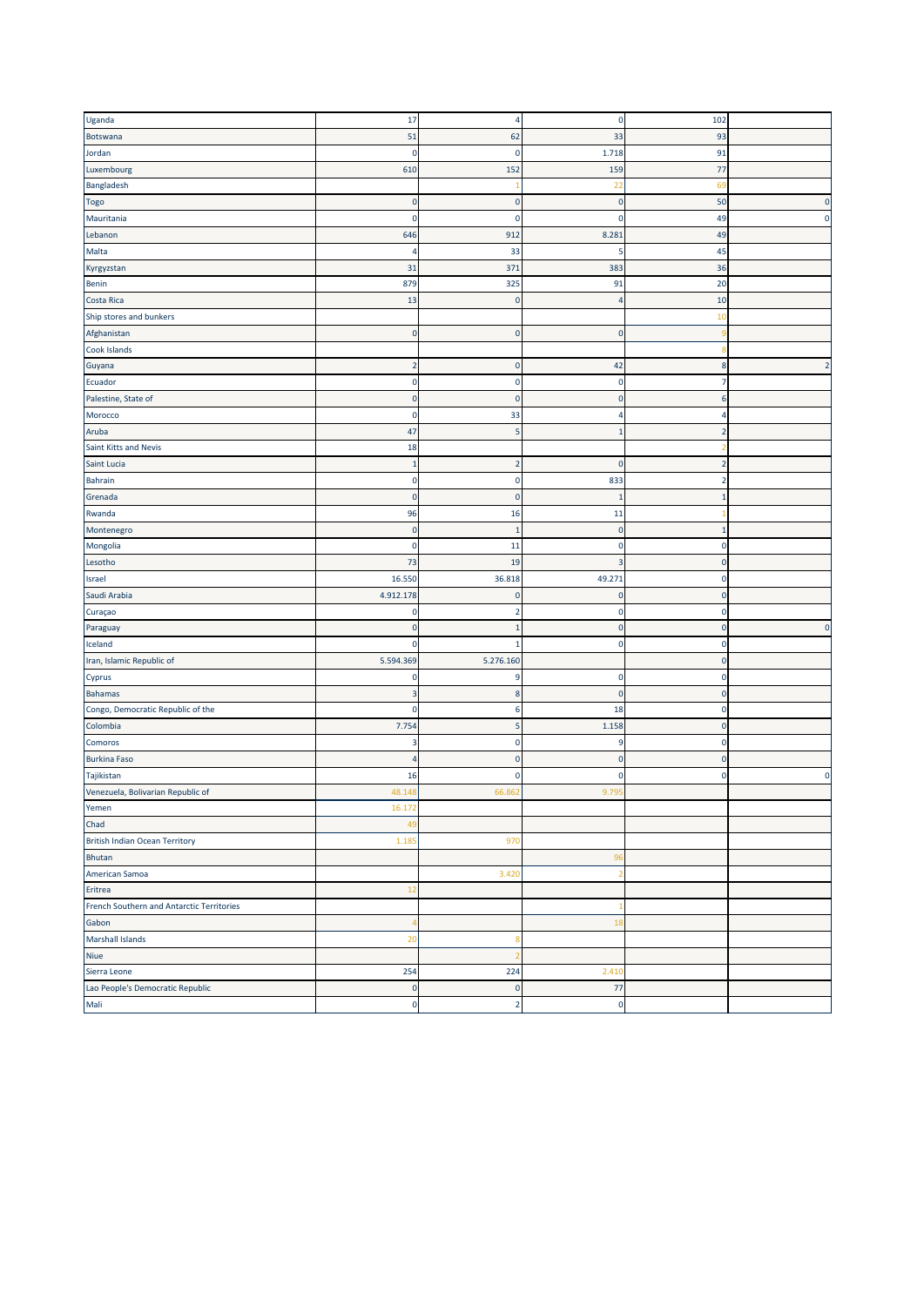| | | | | | |
|---|---|---|---|---|---|
| Uganda | 17 | 4 | 0 | 102 | |
| Botswana | 51 | 62 | 33 | 93 | |
| Jordan | 0 | 0 | 1.718 | 91 | |
| Luxembourg | 610 | 152 | 159 | 77 | |
| Bangladesh | | 1 | 22 | 69 | |
| Togo | 0 | 0 | 0 | 50 | 0 |
| Mauritania | 0 | 0 | 0 | 49 | 0 |
| Lebanon | 646 | 912 | 8.281 | 49 | |
| Malta | 4 | 33 | 5 | 45 | |
| Kyrgyzstan | 31 | 371 | 383 | 36 | |
| Benin | 879 | 325 | 91 | 20 | |
| Costa Rica | 13 | 0 | 4 | 10 | |
| Ship stores and bunkers | | | | 10 | |
| Afghanistan | 0 | 0 | 0 | 9 | |
| Cook Islands | | | | 8 | |
| Guyana | 2 | 0 | 42 | 8 | 2 |
| Ecuador | 0 | 0 | 0 | 7 | |
| Palestine, State of | 0 | 0 | 0 | 6 | |
| Morocco | 0 | 33 | 4 | 4 | |
| Aruba | 47 | 5 | 1 | 2 | |
| Saint Kitts and Nevis | 18 | | | 2 | |
| Saint Lucia | 1 | 2 | 0 | 2 | |
| Bahrain | 0 | 0 | 833 | 2 | |
| Grenada | 0 | 0 | 1 | 1 | |
| Rwanda | 96 | 16 | 11 | 1 | |
| Montenegro | 0 | 1 | 0 | 1 | |
| Mongolia | 0 | 11 | 0 | 0 | |
| Lesotho | 73 | 19 | 3 | 0 | |
| Israel | 16.550 | 36.818 | 49.271 | 0 | |
| Saudi Arabia | 4.912.178 | 0 | 0 | 0 | |
| Curaçao | 0 | 2 | 0 | 0 | |
| Paraguay | 0 | 1 | 0 | 0 | 0 |
| Iceland | 0 | 1 | 0 | 0 | |
| Iran, Islamic Republic of | 5.594.369 | 5.276.160 | | 0 | |
| Cyprus | 0 | 9 | 0 | 0 | |
| Bahamas | 3 | 8 | 0 | 0 | |
| Congo, Democratic Republic of the | 0 | 6 | 18 | 0 | |
| Colombia | 7.754 | 5 | 1.158 | 0 | |
| Comoros | 3 | 0 | 9 | 0 | |
| Burkina Faso | 4 | 0 | 0 | 0 | |
| Tajikistan | 16 | 0 | 0 | 0 | 0 |
| Venezuela, Bolivarian Republic of | 48.148 | 66.862 | 9.795 | | |
| Yemen | 16.172 | | | | |
| Chad | 49 | | | | |
| British Indian Ocean Territory | 1.185 | 970 | | | |
| Bhutan | | | 96 | | |
| American Samoa | | 3.420 | 2 | | |
| Eritrea | 12 | | | | |
| French Southern and Antarctic Territories | | | 1 | | |
| Gabon | 4 | | 18 | | |
| Marshall Islands | 20 | 8 | | | |
| Niue | | 2 | | | |
| Sierra Leone | 254 | 224 | 2.410 | | |
| Lao People's Democratic Republic | 0 | 0 | 77 | | |
| Mali | 0 | 2 | 0 | | |